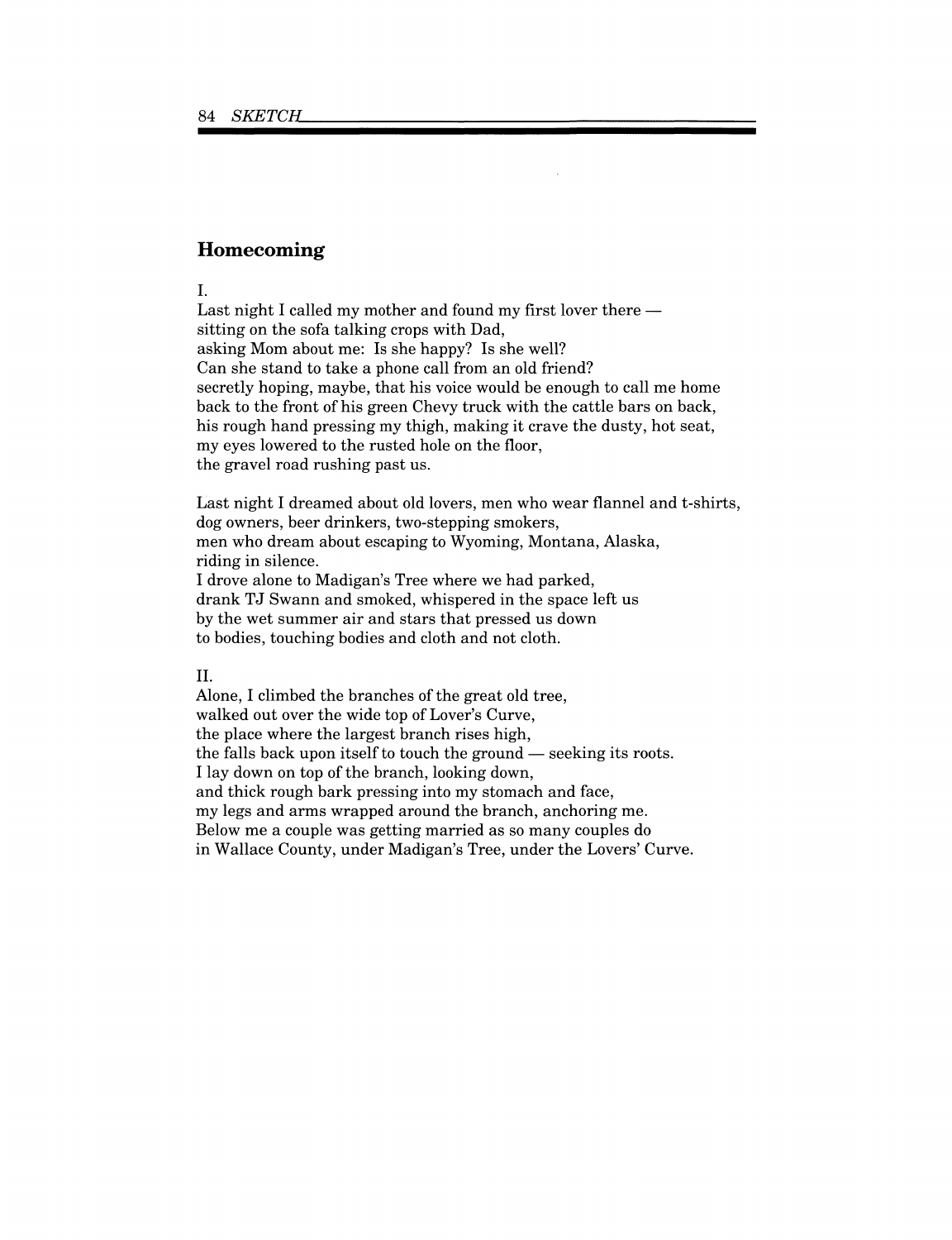## Homecoming

I.

Last night I called my mother and found my first lover there —
sitting on the sofa talking crops with Dad,
asking Mom about me: Is she happy? Is she well?
Can she stand to take a phone call from an old friend?
secretly hoping, maybe, that his voice would be enough to call me home
back to the front of his green Chevy truck with the cattle bars on back,
his rough hand pressing my thigh, making it crave the dusty, hot seat,
my eyes lowered to the rusted hole on the floor,
the gravel road rushing past us.

Last night I dreamed about old lovers, men who wear flannel and t-shirts,
dog owners, beer drinkers, two-stepping smokers,
men who dream about escaping to Wyoming, Montana, Alaska,
riding in silence.
I drove alone to Madigan's Tree where we had parked,
drank TJ Swann and smoked, whispered in the space left us
by the wet summer air and stars that pressed us down
to bodies, touching bodies and cloth and not cloth.

II.

Alone, I climbed the branches of the great old tree,
walked out over the wide top of Lover's Curve,
the place where the largest branch rises high,
the falls back upon itself to touch the ground — seeking its roots.
I lay down on top of the branch, looking down,
and thick rough bark pressing into my stomach and face,
my legs and arms wrapped around the branch, anchoring me.
Below me a couple was getting married as so many couples do
in Wallace County, under Madigan's Tree, under the Lovers' Curve.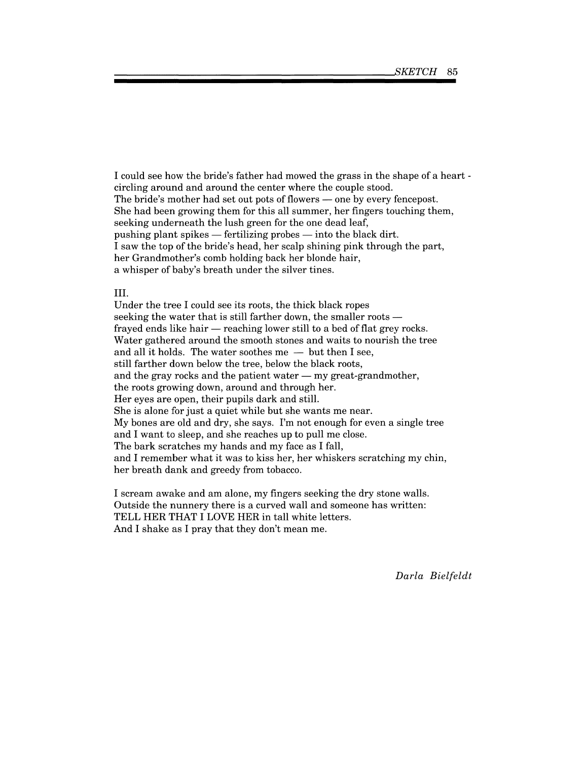I could see how the bride's father had mowed the grass in the shape of a heart -
circling around and around the center where the couple stood.
The bride's mother had set out pots of flowers — one by every fencepost.
She had been growing them for this all summer, her fingers touching them,
seeking underneath the lush green for the one dead leaf,
pushing plant spikes — fertilizing probes — into the black dirt.
I saw the top of the bride's head, her scalp shining pink through the part,
her Grandmother's comb holding back her blonde hair,
a whisper of baby's breath under the silver tines.

III.

Under the tree I could see its roots, the thick black ropes
seeking the water that is still farther down, the smaller roots —
frayed ends like hair — reaching lower still to a bed of flat grey rocks.
Water gathered around the smooth stones and waits to nourish the tree
and all it holds. The water soothes me — but then I see,
still farther down below the tree, below the black roots,
and the gray rocks and the patient water — my great-grandmother,
the roots growing down, around and through her.
Her eyes are open, their pupils dark and still.
She is alone for just a quiet while but she wants me near.
My bones are old and dry, she says. I'm not enough for even a single tree
and I want to sleep, and she reaches up to pull me close.
The bark scratches my hands and my face as I fall,
and I remember what it was to kiss her, her whiskers scratching my chin,
her breath dank and greedy from tobacco.

I scream awake and am alone, my fingers seeking the dry stone walls.
Outside the nunnery there is a curved wall and someone has written:
TELL HER THAT I LOVE HER in tall white letters.
And I shake as I pray that they don't mean me.

*Darla Bielfeldt*